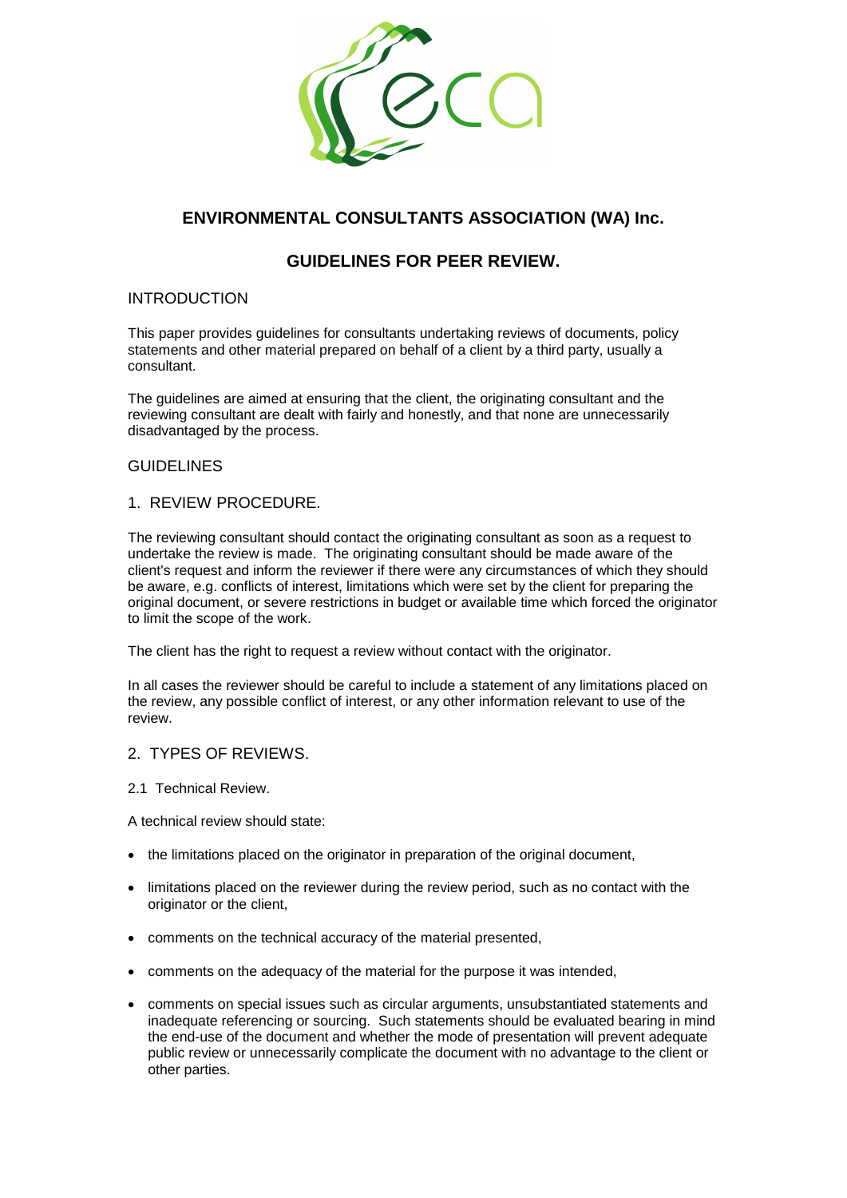# ENVIRONMENTAL CONSULTANTS ASSOCIATION (WA) Inc.

## GUIDELINES FOR PEER REVIEW.

### INTRODUCTION

This paper provides guidelines for consultants undertaking reviews of documents, policy statements and other material prepared on behalf of a client by a third party, usually a consultant.

The guidelines are aimed at ensuring that the client, the originating consultant and the reviewing consultant are dealt with fairly and honestly, and that none are unnecessarily disadvantaged by the process.

### GUIDELINES

### 1. REVIEW PROCEDURE.

The reviewing consultant should contact the originating consultant as soon as a request to undertake the review is made. The originating consultant should be made aware of the client's request and inform the reviewer if there were any circumstances of which they should be aware, e.g. conflicts of interest, limitations which were set by the client for preparing the original document, or severe restrictions in budget or available time which forced the originator to limit the scope of the work.

The client has the right to request a review without contact with the originator.

In all cases the reviewer should be careful to include a statement of any limitations placed on the review, any possible conflict of interest, or any other information relevant to use of the review.

### 2. TYPES OF REVIEWS.

#### 2.1 Technical Review.

A technical review should state:

- the limitations placed on the originator in preparation of the original document,
- limitations placed on the reviewer during the review period, such as no contact with the originator or the client,
- comments on the technical accuracy of the material presented,
- comments on the adequacy of the material for the purpose it was intended,
- comments on special issues such as circular arguments, unsubstantiated statements and inadequate referencing or sourcing. Such statements should be evaluated bearing in mind the end-use of the document and whether the mode of presentation will prevent adequate public review or unnecessarily complicate the document with no advantage to the client or other parties.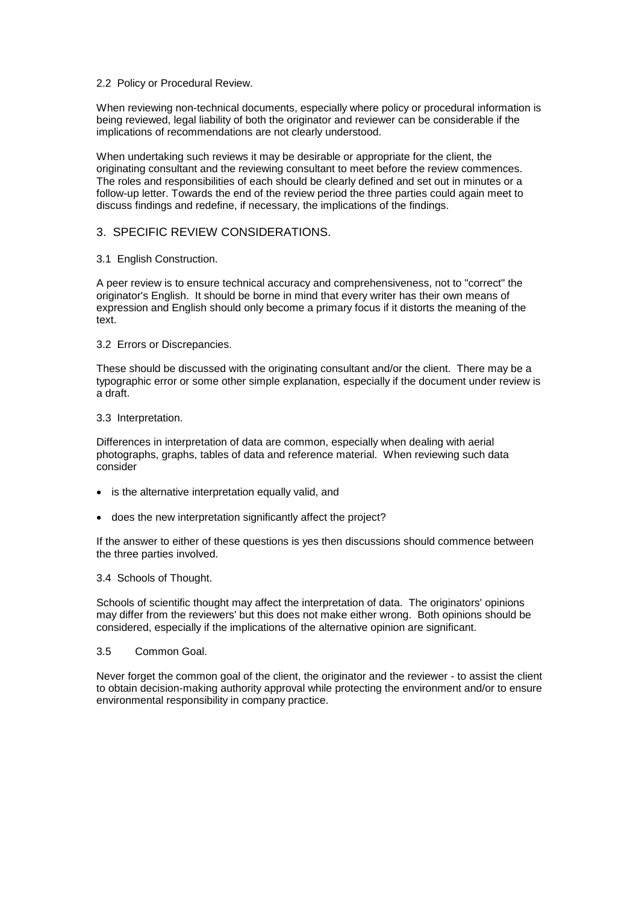### 2.2 Policy or Procedural Review.

When reviewing non-technical documents, especially where policy or procedural information is being reviewed, legal liability of both the originator and reviewer can be considerable if the implications of recommendations are not clearly understood.

When undertaking such reviews it may be desirable or appropriate for the client, the originating consultant and the reviewing consultant to meet before the review commences. The roles and responsibilities of each should be clearly defined and set out in minutes or a follow-up letter. Towards the end of the review period the three parties could again meet to discuss findings and redefine, if necessary, the implications of the findings.

## 3. SPECIFIC REVIEW CONSIDERATIONS.

### 3.1 English Construction.

A peer review is to ensure technical accuracy and comprehensiveness, not to "correct" the originator's English. It should be borne in mind that every writer has their own means of expression and English should only become a primary focus if it distorts the meaning of the text.

### 3.2 Errors or Discrepancies.

These should be discussed with the originating consultant and/or the client. There may be a typographic error or some other simple explanation, especially if the document under review is a draft.

### 3.3 Interpretation.

Differences in interpretation of data are common, especially when dealing with aerial photographs, graphs, tables of data and reference material. When reviewing such data consider

- is the alternative interpretation equally valid, and
- does the new interpretation significantly affect the project?

If the answer to either of these questions is yes then discussions should commence between the three parties involved.

### 3.4 Schools of Thought.

Schools of scientific thought may affect the interpretation of data. The originators' opinions may differ from the reviewers' but this does not make either wrong. Both opinions should be considered, especially if the implications of the alternative opinion are significant.

### 3.5 Common Goal.

Never forget the common goal of the client, the originator and the reviewer - to assist the client to obtain decision-making authority approval while protecting the environment and/or to ensure environmental responsibility in company practice.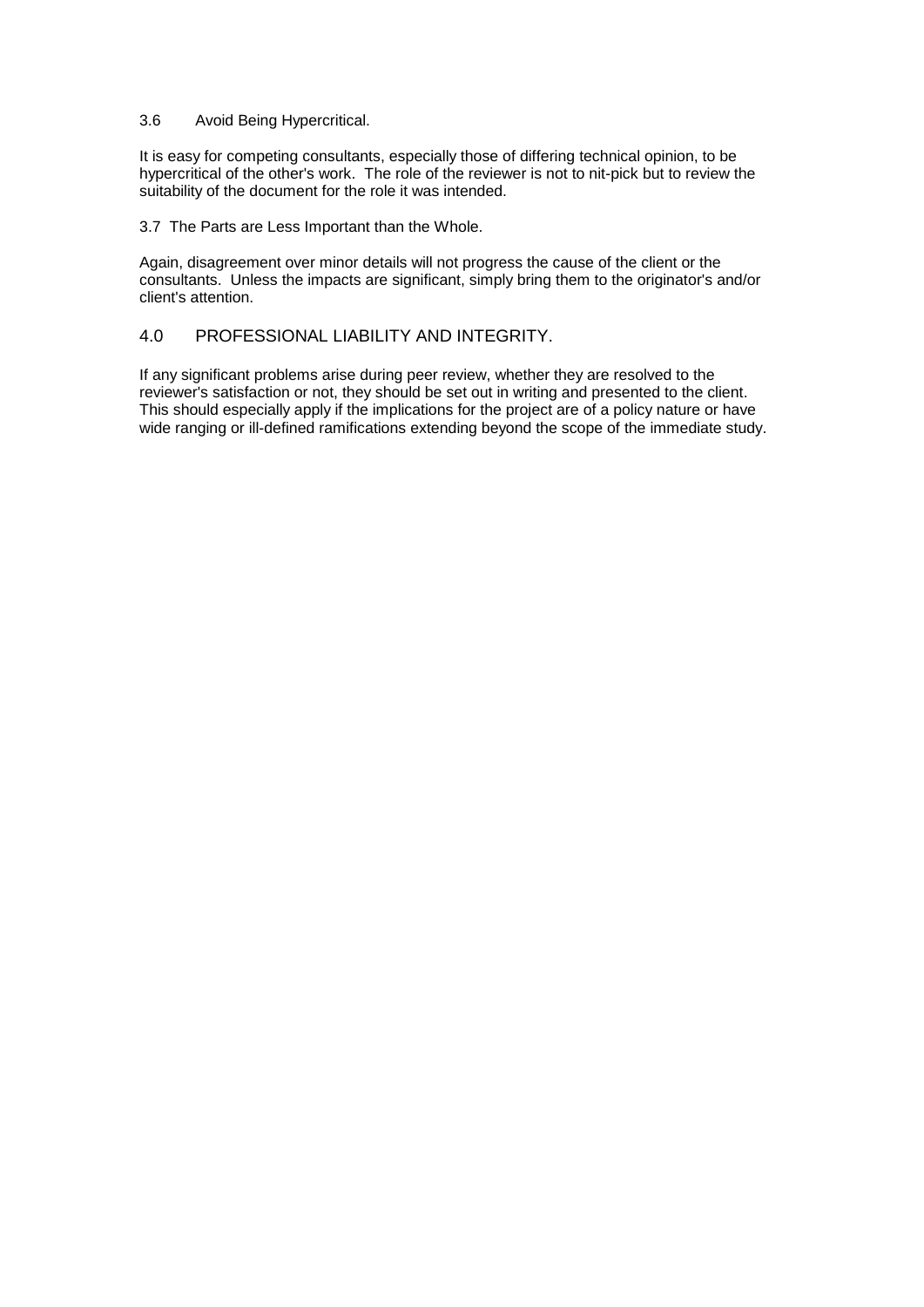### 3.6 Avoid Being Hypercritical.

It is easy for competing consultants, especially those of differing technical opinion, to be hypercritical of the other's work. The role of the reviewer is not to nit-pick but to review the suitability of the document for the role it was intended.

### 3.7 The Parts are Less Important than the Whole.

Again, disagreement over minor details will not progress the cause of the client or the consultants. Unless the impacts are significant, simply bring them to the originator's and/or client's attention.

## 4.0 PROFESSIONAL LIABILITY AND INTEGRITY.

If any significant problems arise during peer review, whether they are resolved to the reviewer's satisfaction or not, they should be set out in writing and presented to the client. This should especially apply if the implications for the project are of a policy nature or have wide ranging or ill-defined ramifications extending beyond the scope of the immediate study.